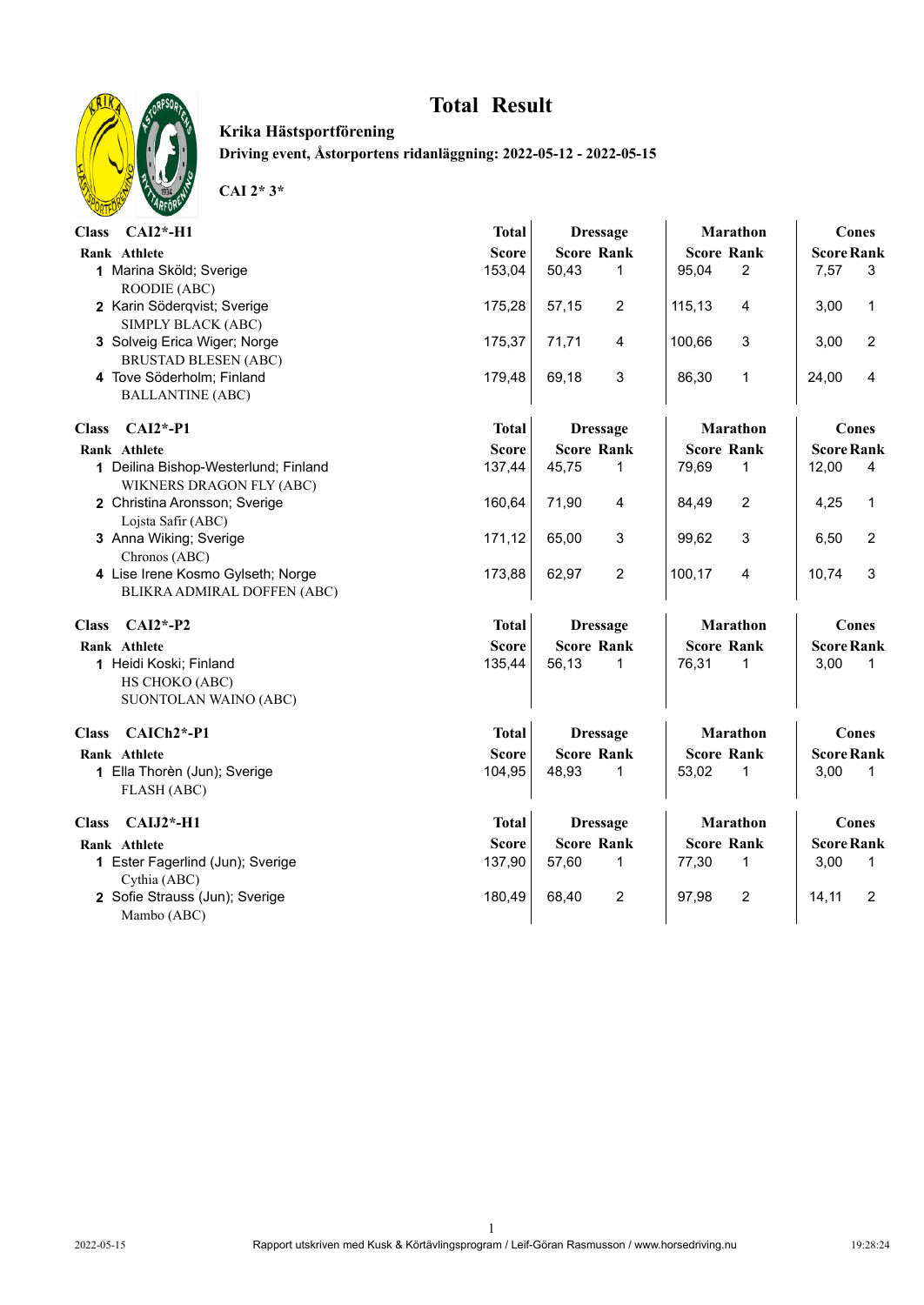# Total Result

**Krika Hästsportförening**

**Driving event, Åstorportens ridanläggning: 2022-05-12 - 2022-05-15**

**CAI 2* 3***

## Class CAI2*-H1

| Rank | Athlete | Total Score | Dressage Score | Dressage Rank | Marathon Score | Marathon Rank | Cones Score | Cones Rank |
|---|---|---|---|---|---|---|---|---|
| 1 | Marina Sköld; Sverige<br>ROODIE (ABC) | 153,04 | 50,43 | 1 | 95,04 | 2 | 7,57 | 3 |
| 2 | Karin Söderqvist; Sverige<br>SIMPLY BLACK (ABC) | 175,28 | 57,15 | 2 | 115,13 | 4 | 3,00 | 1 |
| 3 | Solveig Erica Wiger; Norge<br>BRUSTAD BLESEN (ABC) | 175,37 | 71,71 | 4 | 100,66 | 3 | 3,00 | 2 |
| 4 | Tove Söderholm; Finland<br>BALLANTINE (ABC) | 179,48 | 69,18 | 3 | 86,30 | 1 | 24,00 | 4 |

## Class CAI2*-P1

| Rank | Athlete | Total Score | Dressage Score | Dressage Rank | Marathon Score | Marathon Rank | Cones Score | Cones Rank |
|---|---|---|---|---|---|---|---|---|
| 1 | Deilina Bishop-Westerlund; Finland<br>WIKNERS DRAGON FLY (ABC) | 137,44 | 45,75 | 1 | 79,69 | 1 | 12,00 | 4 |
| 2 | Christina Aronsson; Sverige<br>Lojsta Safir (ABC) | 160,64 | 71,90 | 4 | 84,49 | 2 | 4,25 | 1 |
| 3 | Anna Wiking; Sverige<br>Chronos (ABC) | 171,12 | 65,00 | 3 | 99,62 | 3 | 6,50 | 2 |
| 4 | Lise Irene Kosmo Gylseth; Norge<br>BLIKRA ADMIRAL DOFFEN (ABC) | 173,88 | 62,97 | 2 | 100,17 | 4 | 10,74 | 3 |

## Class CAI2*-P2

| Rank | Athlete | Total Score | Dressage Score | Dressage Rank | Marathon Score | Marathon Rank | Cones Score | Cones Rank |
|---|---|---|---|---|---|---|---|---|
| 1 | Heidi Koski; Finland<br>HS CHOKO (ABC)<br>SUONTOLAN WAINO (ABC) | 135,44 | 56,13 | 1 | 76,31 | 1 | 3,00 | 1 |

## Class CAICh2*-P1

| Rank | Athlete | Total Score | Dressage Score | Dressage Rank | Marathon Score | Marathon Rank | Cones Score | Cones Rank |
|---|---|---|---|---|---|---|---|---|
| 1 | Ella Thorèn (Jun); Sverige<br>FLASH (ABC) | 104,95 | 48,93 | 1 | 53,02 | 1 | 3,00 | 1 |

## Class CAIJ2*-H1

| Rank | Athlete | Total Score | Dressage Score | Dressage Rank | Marathon Score | Marathon Rank | Cones Score | Cones Rank |
|---|---|---|---|---|---|---|---|---|
| 1 | Ester Fagerlind (Jun); Sverige<br>Cythia (ABC) | 137,90 | 57,60 | 1 | 77,30 | 1 | 3,00 | 1 |
| 2 | Sofie Strauss (Jun); Sverige<br>Mambo (ABC) | 180,49 | 68,40 | 2 | 97,98 | 2 | 14,11 | 2 |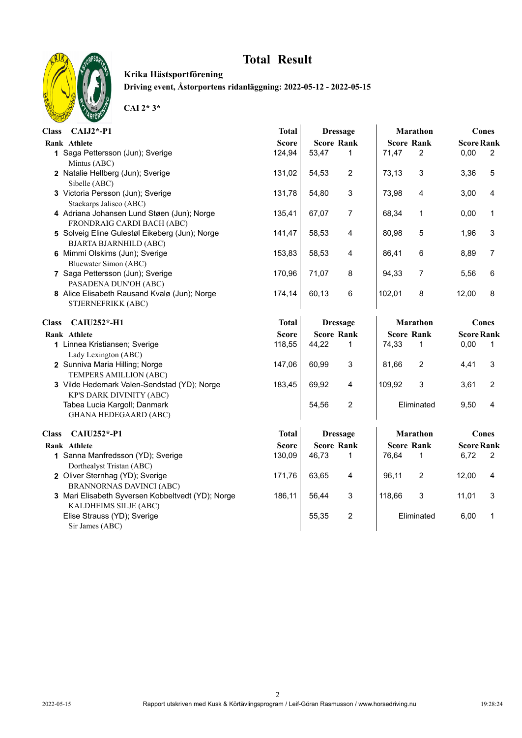# Total Result

**Krika Hästsportförening**

**Driving event, Åstorpportens ridanläggning: 2022-05-12 - 2022-05-15**

**CAI 2* 3***

**Class CAIJ2*-P1**

| Rank | Athlete | Total Score | Dressage Score | Dressage Rank | Marathon Score | Marathon Rank | Cones Score | Cones Rank |
|---|---|---|---|---|---|---|---|---|
| 1 | Saga Pettersson (Jun); Sverige<br>Mintus (ABC) | 124,94 | 53,47 | 1 | 71,47 | 2 | 0,00 | 2 |
| 2 | Natalie Hellberg (Jun); Sverige<br>Sibelle (ABC) | 131,02 | 54,53 | 2 | 73,13 | 3 | 3,36 | 5 |
| 3 | Victoria Persson (Jun); Sverige<br>Stackarps Jalisco (ABC) | 131,78 | 54,80 | 3 | 73,98 | 4 | 3,00 | 4 |
| 4 | Adriana Johansen Lund Støen (Jun); Norge<br>FRONDRAIG CARDI BACH (ABC) | 135,41 | 67,07 | 7 | 68,34 | 1 | 0,00 | 1 |
| 5 | Solveig Eline Gulestøl Eikeberg (Jun); Norge<br>BJARTA BJARNHILD (ABC) | 141,47 | 58,53 | 4 | 80,98 | 5 | 1,96 | 3 |
| 6 | Mimmi Olskims (Jun); Sverige<br>Bluewater Simon (ABC) | 153,83 | 58,53 | 4 | 86,41 | 6 | 8,89 | 7 |
| 7 | Saga Pettersson (Jun); Sverige<br>PASADENA DUN'OH (ABC) | 170,96 | 71,07 | 8 | 94,33 | 7 | 5,56 | 6 |
| 8 | Alice Elisabeth Rausand Kvalø (Jun); Norge<br>STJERNEFRIKK (ABC) | 174,14 | 60,13 | 6 | 102,01 | 8 | 12,00 | 8 |

**Class CAIU252*-H1**

| Rank | Athlete | Total Score | Dressage Score | Dressage Rank | Marathon Score | Marathon Rank | Cones Score | Cones Rank |
|---|---|---|---|---|---|---|---|---|
| 1 | Linnea Kristiansen; Sverige<br>Lady Lexington (ABC) | 118,55 | 44,22 | 1 | 74,33 | 1 | 0,00 | 1 |
| 2 | Sunniva Maria Hilling; Norge<br>TEMPERS AMILLION (ABC) | 147,06 | 60,99 | 3 | 81,66 | 2 | 4,41 | 3 |
| 3 | Vilde Hedemark Valen-Sendstad (YD); Norge<br>KP'S DARK DIVINITY (ABC) | 183,45 | 69,92 | 4 | 109,92 | 3 | 3,61 | 2 |
| | Tabea Lucia Kargoll; Danmark<br>GHANA HEDEGAARD (ABC) | | 54,56 | 2 | Eliminated | | 9,50 | 4 |

**Class CAIU252*-P1**

| Rank | Athlete | Total Score | Dressage Score | Dressage Rank | Marathon Score | Marathon Rank | Cones Score | Cones Rank |
|---|---|---|---|---|---|---|---|---|
| 1 | Sanna Manfredsson (YD); Sverige<br>Dorthealyst Tristan (ABC) | 130,09 | 46,73 | 1 | 76,64 | 1 | 6,72 | 2 |
| 2 | Oliver Sternhag (YD); Sverige<br>BRANNORNAS DAVINCI (ABC) | 171,76 | 63,65 | 4 | 96,11 | 2 | 12,00 | 4 |
| 3 | Mari Elisabeth Syversen Kobbeltvedt (YD); Norge<br>KALDHEIMS SILJE (ABC) | 186,11 | 56,44 | 3 | 118,66 | 3 | 11,01 | 3 |
| | Elise Strauss (YD); Sverige<br>Sir James (ABC) | | 55,35 | 2 | Eliminated | | 6,00 | 1 |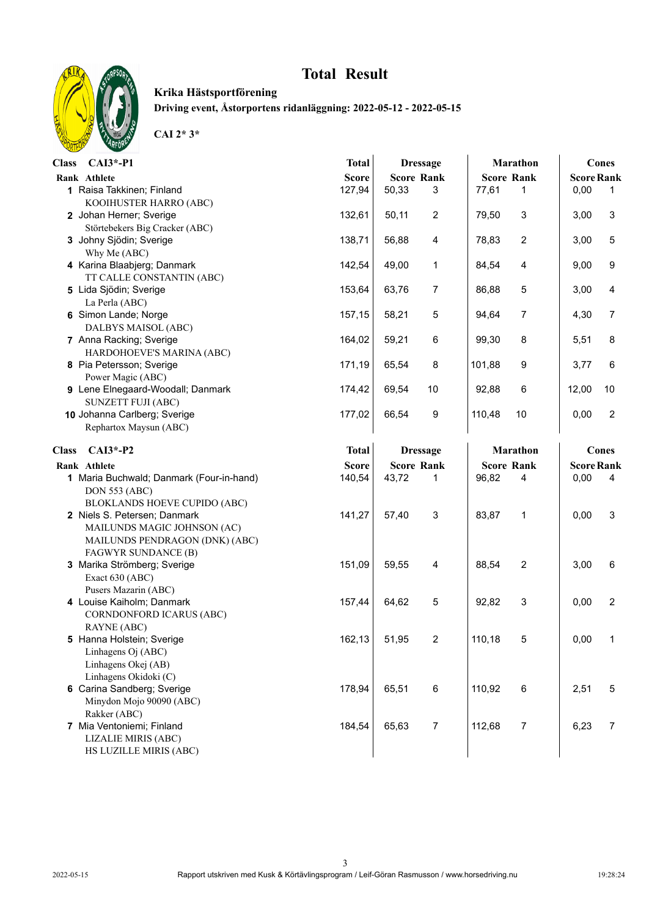# Total Result

**Krika Hästsportförening**

**Driving event, Åstorportens ridanläggning: 2022-05-12 - 2022-05-15**

**CAI 2* 3***

**Class CAI3*-P1**

| Rank | Athlete | Total Score | Dressage Score | Dressage Rank | Marathon Score | Marathon Rank | Cones Score | Cones Rank |
|---|---|---|---|---|---|---|---|---|
| 1 | Raisa Takkinen; Finland<br>KOOIHUSTER HARRO (ABC) | 127,94 | 50,33 | 3 | 77,61 | 1 | 0,00 | 1 |
| 2 | Johan Herner; Sverige<br>Störtebekers Big Cracker (ABC) | 132,61 | 50,11 | 2 | 79,50 | 3 | 3,00 | 3 |
| 3 | Johny Sjödin; Sverige<br>Why Me (ABC) | 138,71 | 56,88 | 4 | 78,83 | 2 | 3,00 | 5 |
| 4 | Karina Blaabjerg; Danmark<br>TT CALLE CONSTANTIN (ABC) | 142,54 | 49,00 | 1 | 84,54 | 4 | 9,00 | 9 |
| 5 | Lida Sjödin; Sverige<br>La Perla (ABC) | 153,64 | 63,76 | 7 | 86,88 | 5 | 3,00 | 4 |
| 6 | Simon Lande; Norge<br>DALBYS MAISOL (ABC) | 157,15 | 58,21 | 5 | 94,64 | 7 | 4,30 | 7 |
| 7 | Anna Racking; Sverige<br>HARDOHOEVE'S MARINA (ABC) | 164,02 | 59,21 | 6 | 99,30 | 8 | 5,51 | 8 |
| 8 | Pia Petersson; Sverige<br>Power Magic (ABC) | 171,19 | 65,54 | 8 | 101,88 | 9 | 3,77 | 6 |
| 9 | Lene Elnegaard-Woodall; Danmark<br>SUNZETT FUJI (ABC) | 174,42 | 69,54 | 10 | 92,88 | 6 | 12,00 | 10 |
| 10 | Johanna Carlberg; Sverige<br>Rephartox Maysun (ABC) | 177,02 | 66,54 | 9 | 110,48 | 10 | 0,00 | 2 |

**Class CAI3*-P2**

| Rank | Athlete | Total Score | Dressage Score | Dressage Rank | Marathon Score | Marathon Rank | Cones Score | Cones Rank |
|---|---|---|---|---|---|---|---|---|
| 1 | Maria Buchwald; Danmark (Four-in-hand)<br>DON 553 (ABC)<br>BLOKLANDS HOEVE CUPIDO (ABC) | 140,54 | 43,72 | 1 | 96,82 | 4 | 0,00 | 4 |
| 2 | Niels S. Petersen; Danmark<br>MAILUNDS MAGIC JOHNSON (AC)<br>MAILUNDS PENDRAGON (DNK) (ABC)<br>FAGWYR SUNDANCE (B) | 141,27 | 57,40 | 3 | 83,87 | 1 | 0,00 | 3 |
| 3 | Marika Strömberg; Sverige<br>Exact 630 (ABC)<br>Pusers Mazarin (ABC) | 151,09 | 59,55 | 4 | 88,54 | 2 | 3,00 | 6 |
| 4 | Louise Kaiholm; Danmark<br>CORNDONFORD ICARUS (ABC)<br>RAYNE (ABC) | 157,44 | 64,62 | 5 | 92,82 | 3 | 0,00 | 2 |
| 5 | Hanna Holstein; Sverige<br>Linhagens Oj (ABC)<br>Linhagens Okej (AB)<br>Linhagens Okidoki (C) | 162,13 | 51,95 | 2 | 110,18 | 5 | 0,00 | 1 |
| 6 | Carina Sandberg; Sverige<br>Minydon Mojo 90090 (ABC)<br>Rakker (ABC) | 178,94 | 65,51 | 6 | 110,92 | 6 | 2,51 | 5 |
| 7 | Mia Ventoniemi; Finland<br>LIZALIE MIRIS (ABC)<br>HS LUZILLE MIRIS (ABC) | 184,54 | 65,63 | 7 | 112,68 | 7 | 6,23 | 7 |

2022-05-15 Rapport utskriven med Kusk & Körtävlingsprogram / Leif-Göran Rasmusson / www.horsedriving.nu 19:28:24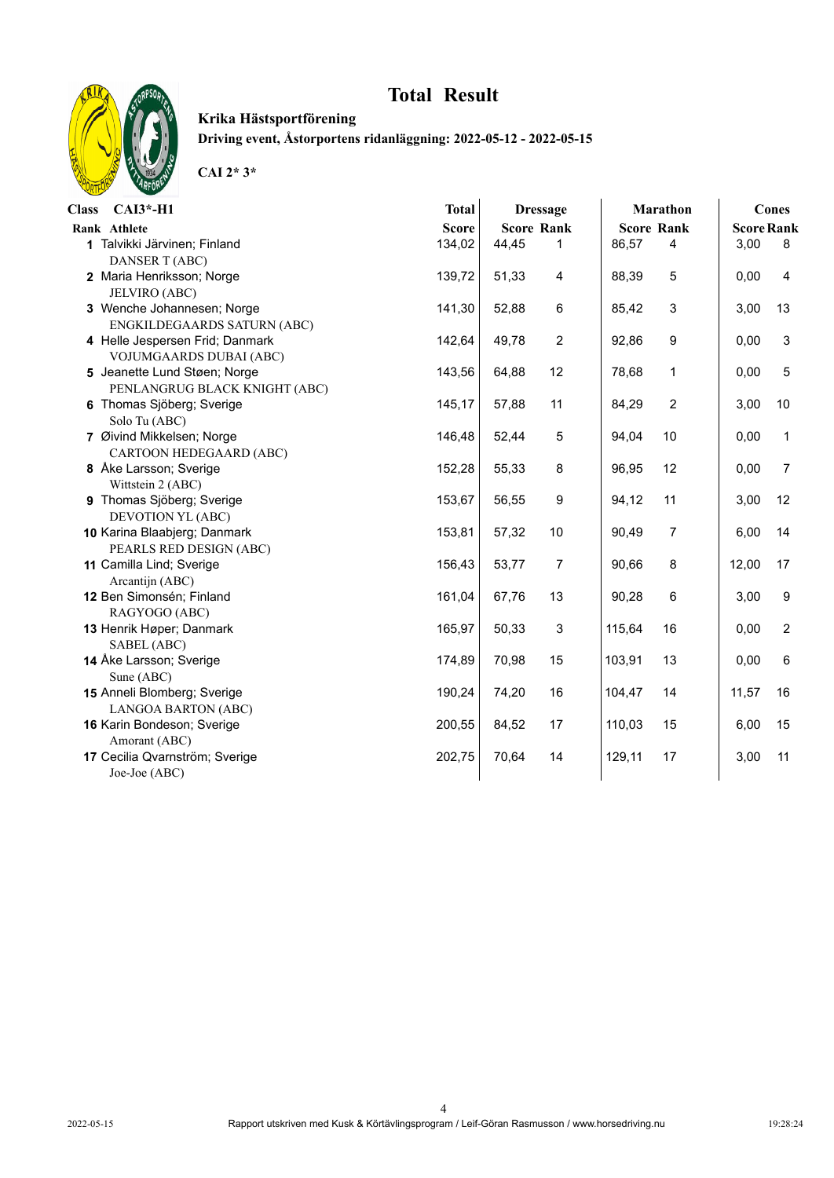# Total Result

**Krika Hästsportförening**

**Driving event, Åstorportens ridanläggning: 2022-05-12 - 2022-05-15**

**CAI 2* 3***

**Class CAI3*-H1**

| Rank | Athlete | Total Score | Dressage Score | Dressage Rank | Marathon Score | Marathon Rank | Cones Score | Cones Rank |
|---|---|---|---|---|---|---|---|---|
| 1 | Talvikki Järvinen; Finland<br>DANSER T (ABC) | 134,02 | 44,45 | 1 | 86,57 | 4 | 3,00 | 8 |
| 2 | Maria Henriksson; Norge<br>JELVIRO (ABC) | 139,72 | 51,33 | 4 | 88,39 | 5 | 0,00 | 4 |
| 3 | Wenche Johannesen; Norge<br>ENGKILDEGAARDS SATURN (ABC) | 141,30 | 52,88 | 6 | 85,42 | 3 | 3,00 | 13 |
| 4 | Helle Jespersen Frid; Danmark<br>VOJUMGAARDS DUBAI (ABC) | 142,64 | 49,78 | 2 | 92,86 | 9 | 0,00 | 3 |
| 5 | Jeanette Lund Støen; Norge<br>PENLANGRUG BLACK KNIGHT (ABC) | 143,56 | 64,88 | 12 | 78,68 | 1 | 0,00 | 5 |
| 6 | Thomas Sjöberg; Sverige<br>Solo Tu (ABC) | 145,17 | 57,88 | 11 | 84,29 | 2 | 3,00 | 10 |
| 7 | Øivind Mikkelsen; Norge<br>CARTOON HEDEGAARD (ABC) | 146,48 | 52,44 | 5 | 94,04 | 10 | 0,00 | 1 |
| 8 | Åke Larsson; Sverige<br>Wittstein 2 (ABC) | 152,28 | 55,33 | 8 | 96,95 | 12 | 0,00 | 7 |
| 9 | Thomas Sjöberg; Sverige<br>DEVOTION YL (ABC) | 153,67 | 56,55 | 9 | 94,12 | 11 | 3,00 | 12 |
| 10 | Karina Blaabjerg; Danmark<br>PEARLS RED DESIGN (ABC) | 153,81 | 57,32 | 10 | 90,49 | 7 | 6,00 | 14 |
| 11 | Camilla Lind; Sverige<br>Arcantijn (ABC) | 156,43 | 53,77 | 7 | 90,66 | 8 | 12,00 | 17 |
| 12 | Ben Simonsén; Finland<br>RAGYOGO (ABC) | 161,04 | 67,76 | 13 | 90,28 | 6 | 3,00 | 9 |
| 13 | Henrik Høper; Danmark<br>SABEL (ABC) | 165,97 | 50,33 | 3 | 115,64 | 16 | 0,00 | 2 |
| 14 | Åke Larsson; Sverige<br>Sune (ABC) | 174,89 | 70,98 | 15 | 103,91 | 13 | 0,00 | 6 |
| 15 | Anneli Blomberg; Sverige<br>LANGOA BARTON (ABC) | 190,24 | 74,20 | 16 | 104,47 | 14 | 11,57 | 16 |
| 16 | Karin Bondeson; Sverige<br>Amorant (ABC) | 200,55 | 84,52 | 17 | 110,03 | 15 | 6,00 | 15 |
| 17 | Cecilia Qvarnström; Sverige<br>Joe-Joe (ABC) | 202,75 | 70,64 | 14 | 129,11 | 17 | 3,00 | 11 |

2022-05-15 Rapport utskriven med Kusk & Körtävlingsprogram / Leif-Göran Rasmusson / www.horsedriving.nu 19:28:24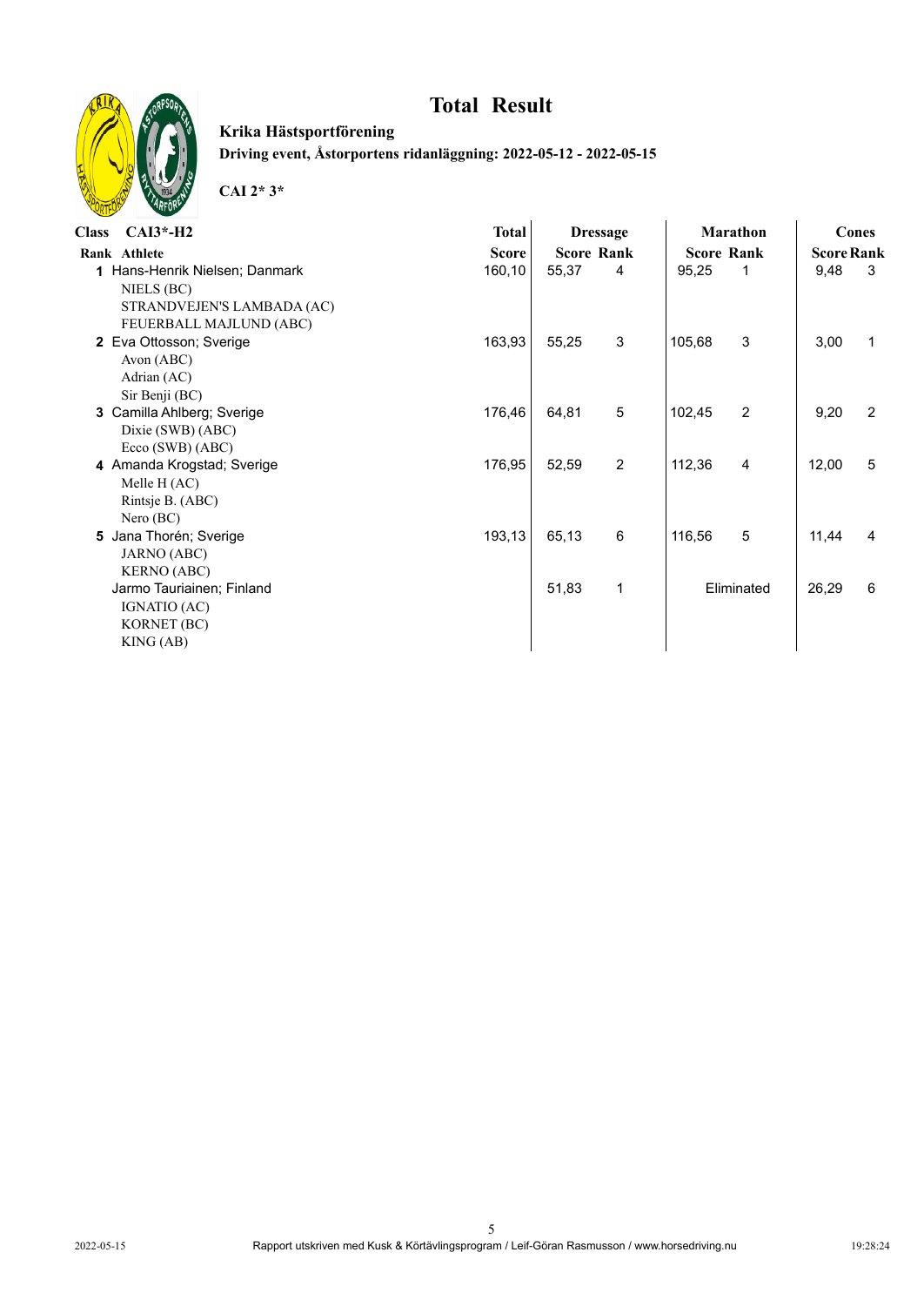# Total Result

**Krika Hästsportförening**

**Driving event, Åstorpertens ridanläggning: 2022-05-12 - 2022-05-15**

**CAI 2* 3***

**Class CAI3*-H2**

| Rank | Athlete | Total Score | Dressage Score | Dressage Rank | Marathon Score | Marathon Rank | Cones Score | Cones Rank |
|---|---|---|---|---|---|---|---|---|
| 1 | Hans-Henrik Nielsen; Danmark<br>NIELS (BC)<br>STRANDVEJEN'S LAMBADA (AC)<br>FEUERBALL MAJLUND (ABC) | 160,10 | 55,37 | 4 | 95,25 | 1 | 9,48 | 3 |
| 2 | Eva Ottosson; Sverige<br>Avon (ABC)<br>Adrian (AC)<br>Sir Benji (BC) | 163,93 | 55,25 | 3 | 105,68 | 3 | 3,00 | 1 |
| 3 | Camilla Ahlberg; Sverige<br>Dixie (SWB) (ABC)<br>Ecco (SWB) (ABC) | 176,46 | 64,81 | 5 | 102,45 | 2 | 9,20 | 2 |
| 4 | Amanda Krogstad; Sverige<br>Melle H (AC)<br>Rintsje B. (ABC)<br>Nero (BC) | 176,95 | 52,59 | 2 | 112,36 | 4 | 12,00 | 5 |
| 5 | Jana Thorén; Sverige<br>JARNO (ABC)<br>KERNO (ABC) | 193,13 | 65,13 | 6 | 116,56 | 5 | 11,44 | 4 |
| | Jarmo Tauriainen; Finland<br>IGNATIO (AC)<br>KORNET (BC)<br>KING (AB) | | 51,83 | 1 | Eliminated | | 26,29 | 6 |

2022-05-15 Rapport utskriven med Kusk & Körtävlingsprogram / Leif-Göran Rasmusson / www.horsedriving.nu 19:28:24